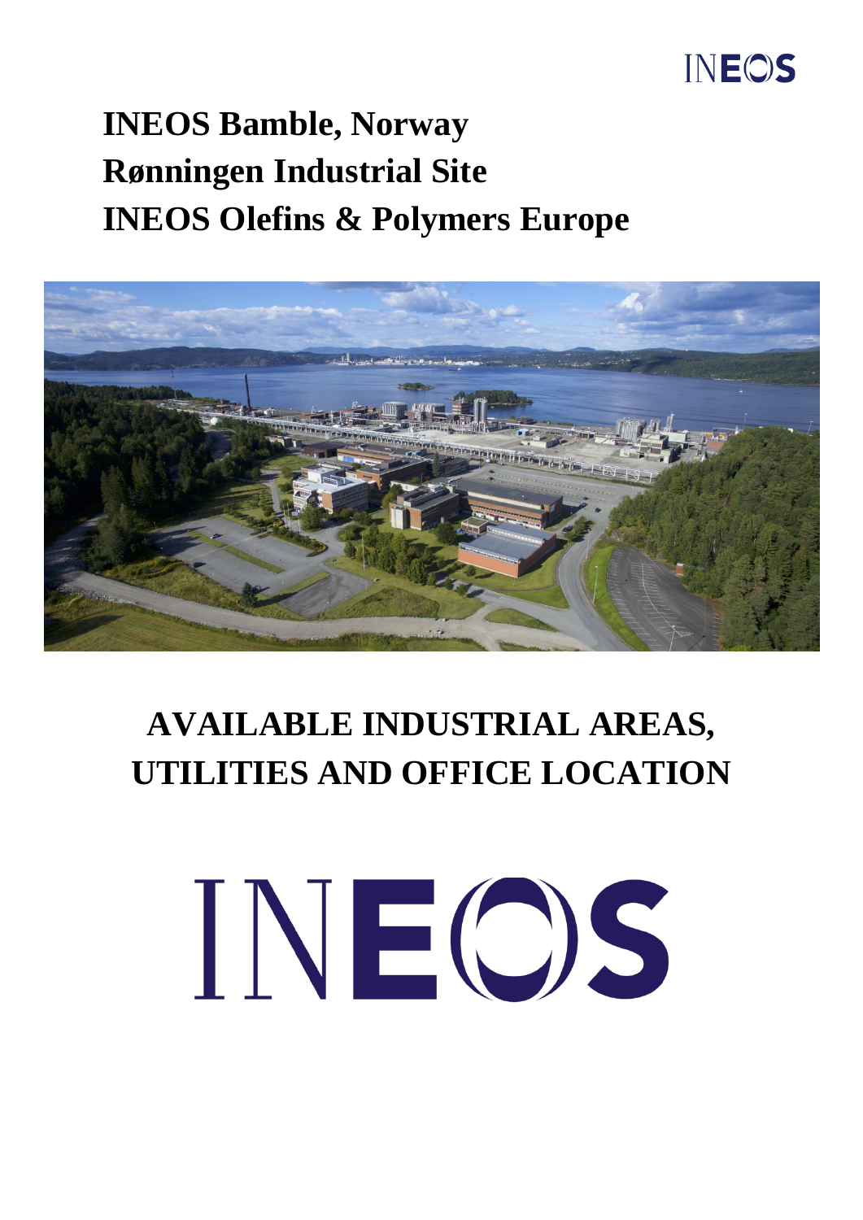# INEOS Bamble, Norway
# Rønningen Industrial Site
# INEOS Olefins & Polymers Europe

## AVAILABLE INDUSTRIAL AREAS, UTILITIES AND OFFICE LOCATION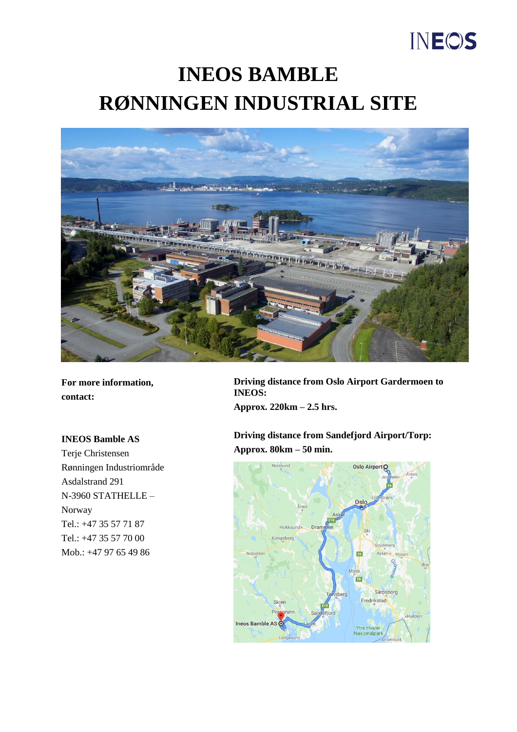# INEOS BAMBLE
# RØNNINGEN INDUSTRIAL SITE

**For more information, contact:**

**INEOS Bamble AS**
Terje Christensen
Rønningen Industriområde
Asdalstrand 291
N-3960 STATHELLE –
Norway
Tel.: +47 35 57 71 87
Tel.: +47 35 57 70 00
Mob.: +47 97 65 49 86

**Driving distance from Oslo Airport Gardermoen to INEOS:**
**Approx. 220km – 2.5 hrs.**

**Driving distance from Sandefjord Airport/Torp:**
**Approx. 80km – 50 min.**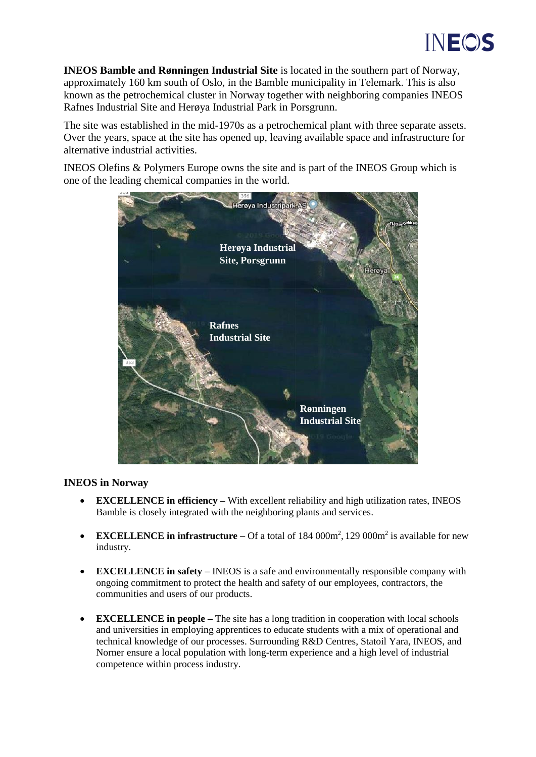**INEOS Bamble and Rønningen Industrial Site** is located in the southern part of Norway, approximately 160 km south of Oslo, in the Bamble municipality in Telemark. This is also known as the petrochemical cluster in Norway together with neighboring companies INEOS Rafnes Industrial Site and Herøya Industrial Park in Porsgrunn.

The site was established in the mid-1970s as a petrochemical plant with three separate assets. Over the years, space at the site has opened up, leaving available space and infrastructure for alternative industrial activities.

INEOS Olefins & Polymers Europe owns the site and is part of the INEOS Group which is one of the leading chemical companies in the world.

### INEOS in Norway

- **EXCELLENCE in efficiency** – With excellent reliability and high utilization rates, INEOS Bamble is closely integrated with the neighboring plants and services.
- **EXCELLENCE in infrastructure** – Of a total of 184 000m$^2$, 129 000m$^2$ is available for new industry.
- **EXCELLENCE in safety** – INEOS is a safe and environmentally responsible company with ongoing commitment to protect the health and safety of our employees, contractors, the communities and users of our products.
- **EXCELLENCE in people** – The site has a long tradition in cooperation with local schools and universities in employing apprentices to educate students with a mix of operational and technical knowledge of our processes. Surrounding R&D Centres, Statoil Yara, INEOS, and Norner ensure a local population with long-term experience and a high level of industrial competence within process industry.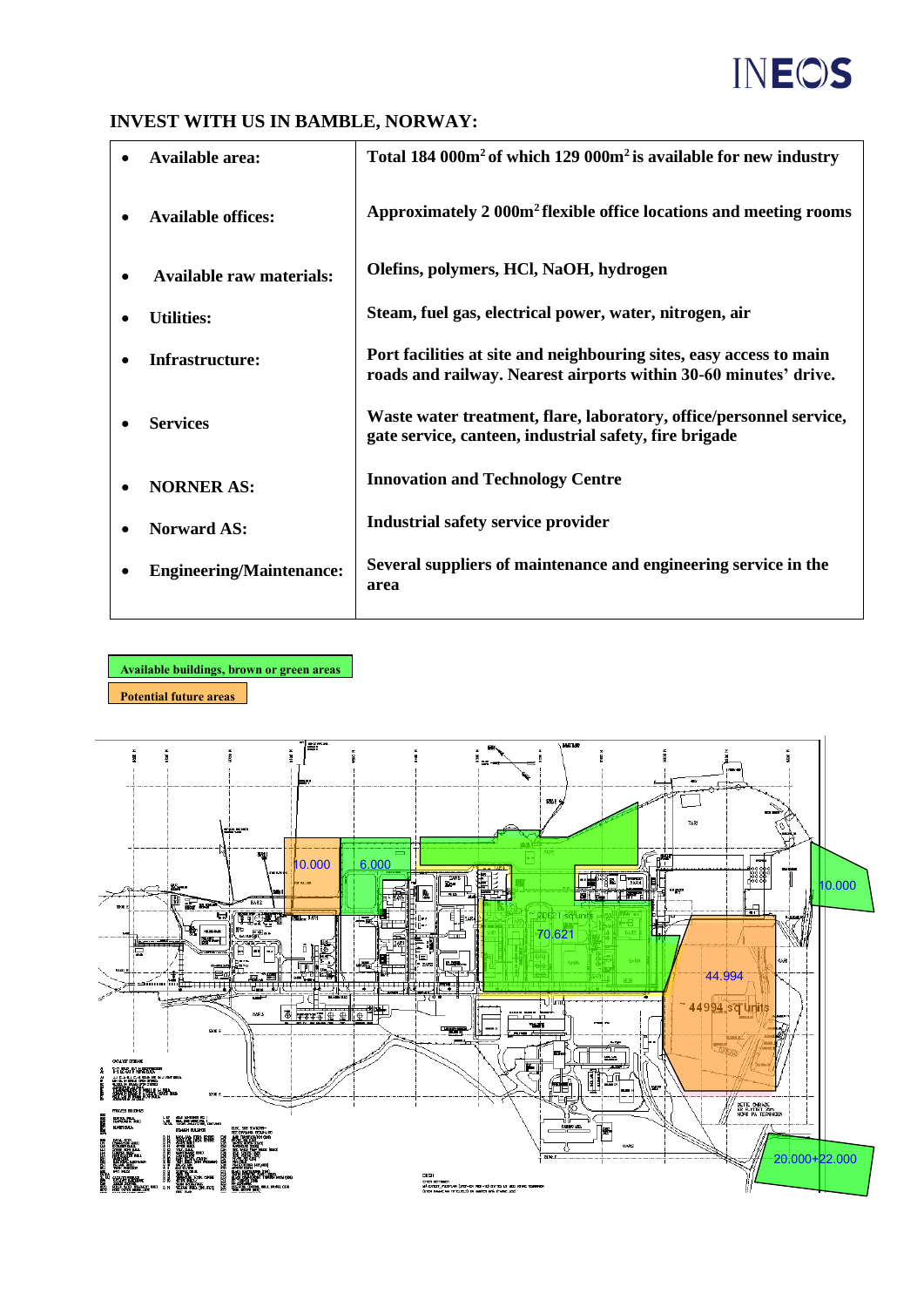INEOS

## INVEST WITH US IN BAMBLE, NORWAY:

| | |
|---|---|
| • **Available area:** | **Total 184 000m$^2$ of which 129 000m$^2$ is available for new industry** |
| • **Available offices:** | **Approximately 2 000m$^2$ flexible office locations and meeting rooms** |
| • **Available raw materials:** | **Olefins, polymers, HCl, NaOH, hydrogen** |
| • **Utilities:** | **Steam, fuel gas, electrical power, water, nitrogen, air** |
| • **Infrastructure:** | **Port facilities at site and neighbouring sites, easy access to main roads and railway. Nearest airports within 30-60 minutes' drive.** |
| • **Services** | **Waste water treatment, flare, laboratory, office/personnel service, gate service, canteen, industrial safety, fire brigade** |
| • **NORNER AS:** | **Innovation and Technology Centre** |
| • **Norward AS:** | **Industrial safety service provider** |
| • **Engineering/Maintenance:** | **Several suppliers of maintenance and engineering service in the area** |

**Available buildings, brown or green areas**

**Potential future areas**

10.000

6.000

70.621

44.994

10.000

20.000+22.000